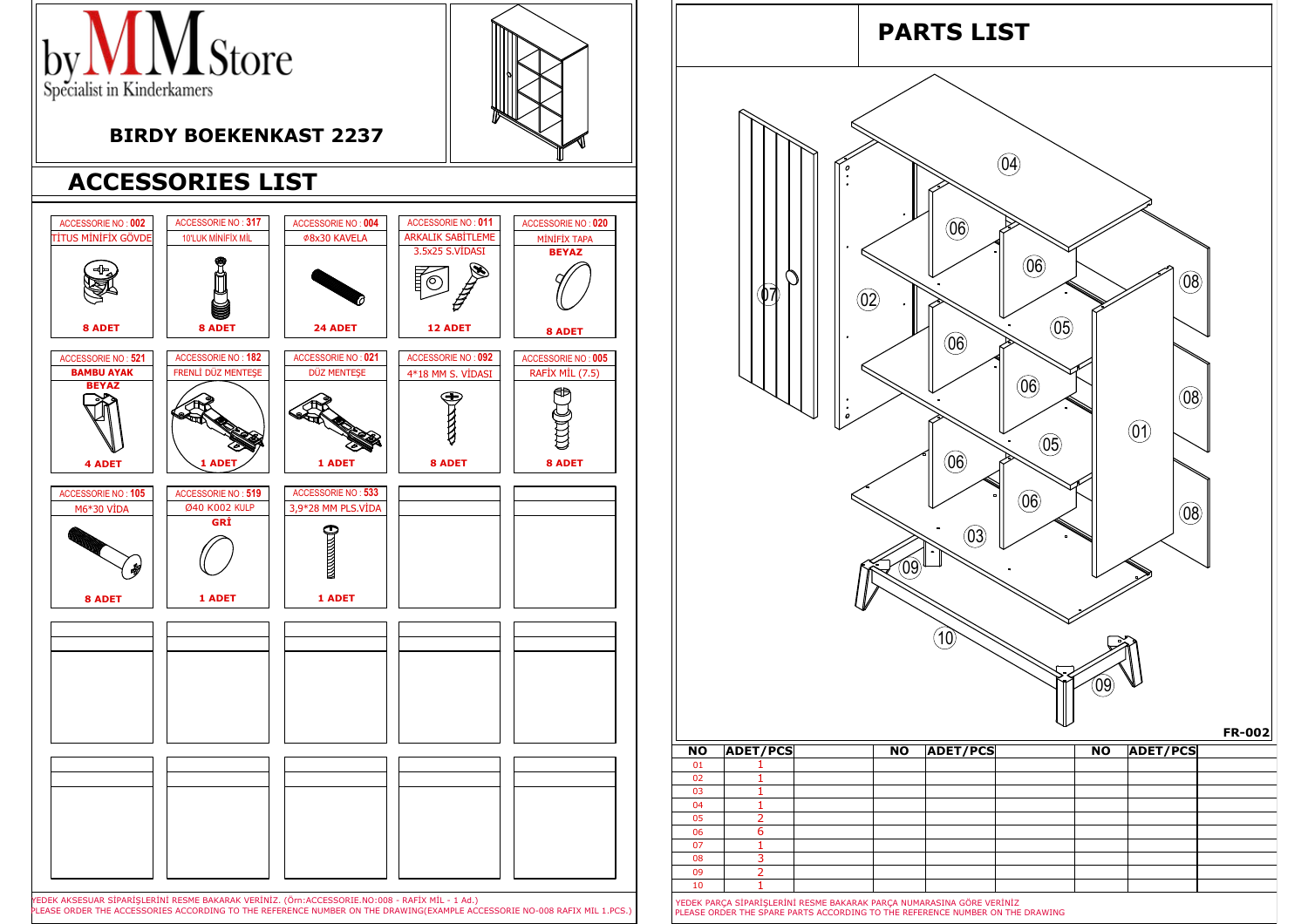byMMStore
Specialist in Kinderkamers

**BIRDY BOEKENKAST 2237**

## ACCESSORIES LIST

| ACCESSORIE NO : 002 | ACCESSORIE NO : 317 | ACCESSORIE NO : 004 | ACCESSORIE NO : 011 | ACCESSORIE NO : 020 |
|---|---|---|---|---|
| TİTUS MİNİFİX GÖVDE | 10'LUK MİNİFİX MİL | Ø8x30 KAVELA | ARKALIK SABİTLEME 3.5x25 S.VİDASI | MİNİFİX TAPA **BEYAZ** |
| **8 ADET** | **8 ADET** | **24 ADET** | **12 ADET** | **8 ADET** |

| ACCESSORIE NO : 521 | ACCESSORIE NO : 182 | ACCESSORIE NO : 021 | ACCESSORIE NO : 092 | ACCESSORIE NO : 005 |
|---|---|---|---|---|
| **BAMBU AYAK BEYAZ** | FRENLİ DÜZ MENTEŞE | DÜZ MENTEŞE | 4*18 MM S. VİDASI | RAFİX MİL (7.5) |
| **4 ADET** | **1 ADET** | **1 ADET** | **8 ADET** | **8 ADET** |

| ACCESSORIE NO : 105 | ACCESSORIE NO : 519 | ACCESSORIE NO : 533 |
|---|---|---|
| M6*30 VİDA | Ø40 K002 KULP **GRİ** | 3,9*28 MM PLS.VİDA |
| **8 ADET** | **1 ADET** | **1 ADET** |

YEDEK AKSESUAR SİPARİŞLERİNİ RESME BAKARAK VERİNİZ. (Örn:ACCESSORIE.NO:008 - RAFİX MİL - 1 Ad.)
PLEASE ORDER THE ACCESSORIES ACCORDING TO THE REFERENCE NUMBER ON THE DRAWING(EXAMPLE ACCESSORIE NO-008 RAFIX MIL 1.PCS.)

## PARTS LIST

FR-002

| NO | ADET/PCS |
|---|---|
| 01 | 1 |
| 02 | 1 |
| 03 | 1 |
| 04 | 1 |
| 05 | 2 |
| 06 | 6 |
| 07 | 1 |
| 08 | 3 |
| 09 | 2 |
| 10 | 1 |

YEDEK PARÇA SİPARİŞLERİNİ RESME BAKARAK PARÇA NUMARASINA GÖRE VERİNİZ
PLEASE ORDER THE SPARE PARTS ACCORDING TO THE REFERENCE NUMBER ON THE DRAWING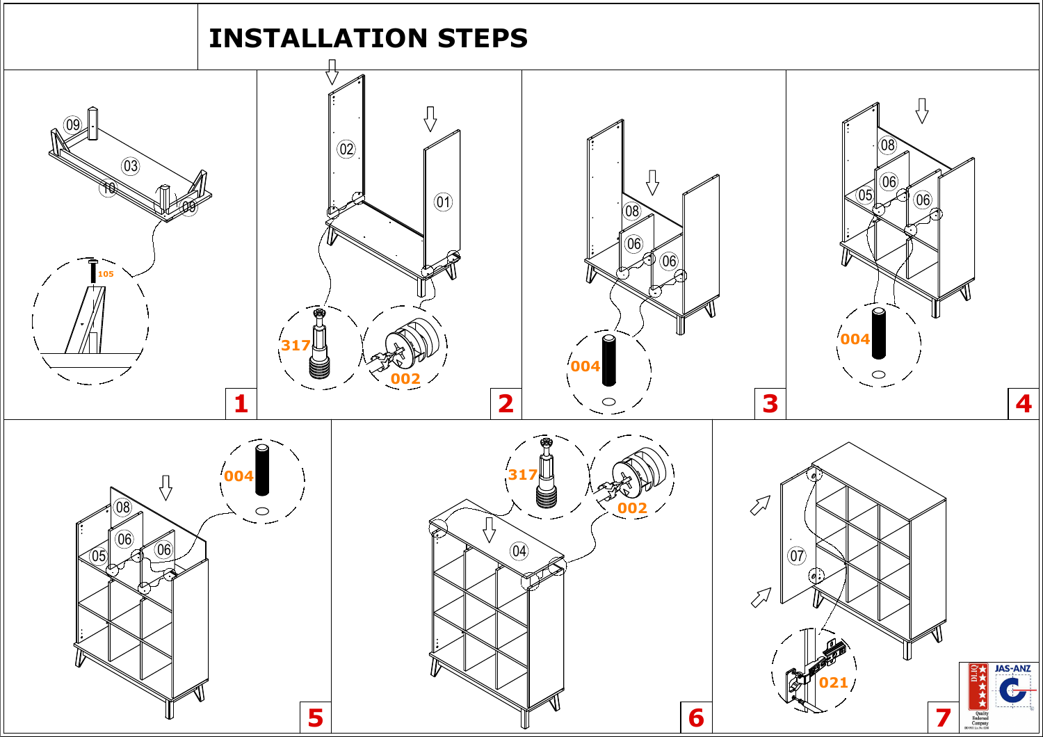# INSTALLATION STEPS

1

09

03

10

09

105

2

02

01

317

002

3

08

06

06

004

4

08

05

06

06

004

5

08

06

05

06

004

6

04

317

002

7

07

021

JAS-ANZ

DLIQ

Quality Endorsed Company